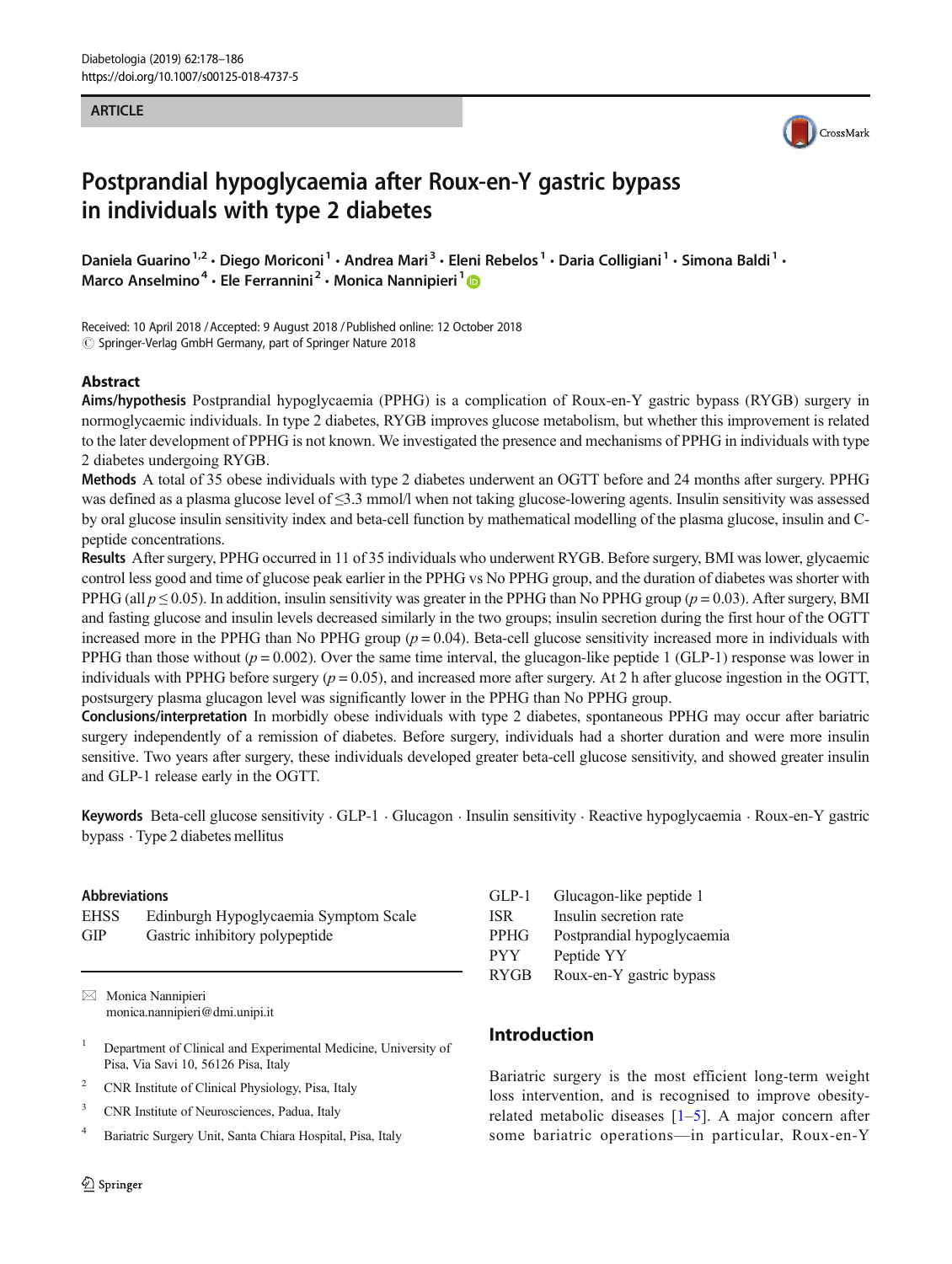ARTICLE

# Postprandial hypoglycaemia after Roux-en-Y gastric bypass in individuals with type 2 diabetes

Daniela Guarino [1,2] · Diego Moriconi [1] · Andrea Mari [3] · Eleni Rebelos [1] · Daria Colligiani [1] · Simona Baldi [1] · Marco Anselmino [4] · Ele Ferrannini [2] · Monica Nannipieri [1]

Received: 10 April 2018 / Accepted: 9 August 2018 / Published online: 12 October 2018
© Springer-Verlag GmbH Germany, part of Springer Nature 2018

## Abstract

**Aims/hypothesis** Postprandial hypoglycaemia (PPHG) is a complication of Roux-en-Y gastric bypass (RYGB) surgery in normoglycaemic individuals. In type 2 diabetes, RYGB improves glucose metabolism, but whether this improvement is related to the later development of PPHG is not known. We investigated the presence and mechanisms of PPHG in individuals with type 2 diabetes undergoing RYGB.

**Methods** A total of 35 obese individuals with type 2 diabetes underwent an OGTT before and 24 months after surgery. PPHG was defined as a plasma glucose level of ≤3.3 mmol/l when not taking glucose-lowering agents. Insulin sensitivity was assessed by oral glucose insulin sensitivity index and beta-cell function by mathematical modelling of the plasma glucose, insulin and C-peptide concentrations.

**Results** After surgery, PPHG occurred in 11 of 35 individuals who underwent RYGB. Before surgery, BMI was lower, glycaemic control less good and time of glucose peak earlier in the PPHG vs No PPHG group, and the duration of diabetes was shorter with PPHG (all $p \leq 0.05$). In addition, insulin sensitivity was greater in the PPHG than No PPHG group ($p = 0.03$). After surgery, BMI and fasting glucose and insulin levels decreased similarly in the two groups; insulin secretion during the first hour of the OGTT increased more in the PPHG than No PPHG group ($p = 0.04$). Beta-cell glucose sensitivity increased more in individuals with PPHG than those without ($p = 0.002$). Over the same time interval, the glucagon-like peptide 1 (GLP-1) response was lower in individuals with PPHG before surgery ($p = 0.05$), and increased more after surgery. At 2 h after glucose ingestion in the OGTT, postsurgery plasma glucagon level was significantly lower in the PPHG than No PPHG group.

**Conclusions/interpretation** In morbidly obese individuals with type 2 diabetes, spontaneous PPHG may occur after bariatric surgery independently of a remission of diabetes. Before surgery, individuals had a shorter duration and were more insulin sensitive. Two years after surgery, these individuals developed greater beta-cell glucose sensitivity, and showed greater insulin and GLP-1 release early in the OGTT.

**Keywords** Beta-cell glucose sensitivity · GLP-1 · Glucagon · Insulin sensitivity · Reactive hypoglycaemia · Roux-en-Y gastric bypass · Type 2 diabetes mellitus

### Abbreviations

| | |
|---|---|
| EHSS | Edinburgh Hypoglycaemia Symptom Scale |
| GIP | Gastric inhibitory polypeptide |
| GLP-1 | Glucagon-like peptide 1 |
| ISR | Insulin secretion rate |
| PPHG | Postprandial hypoglycaemia |
| PYY | Peptide YY |
| RYGB | Roux-en-Y gastric bypass |

✉ Monica Nannipieri
monica.nannipieri@dmi.unipi.it

[1] Department of Clinical and Experimental Medicine, University of Pisa, Via Savi 10, 56126 Pisa, Italy

[2] CNR Institute of Clinical Physiology, Pisa, Italy

[3] CNR Institute of Neurosciences, Padua, Italy

[4] Bariatric Surgery Unit, Santa Chiara Hospital, Pisa, Italy

## Introduction

Bariatric surgery is the most efficient long-term weight loss intervention, and is recognised to improve obesity-related metabolic diseases [1–5]. A major concern after some bariatric operations—in particular, Roux-en-Y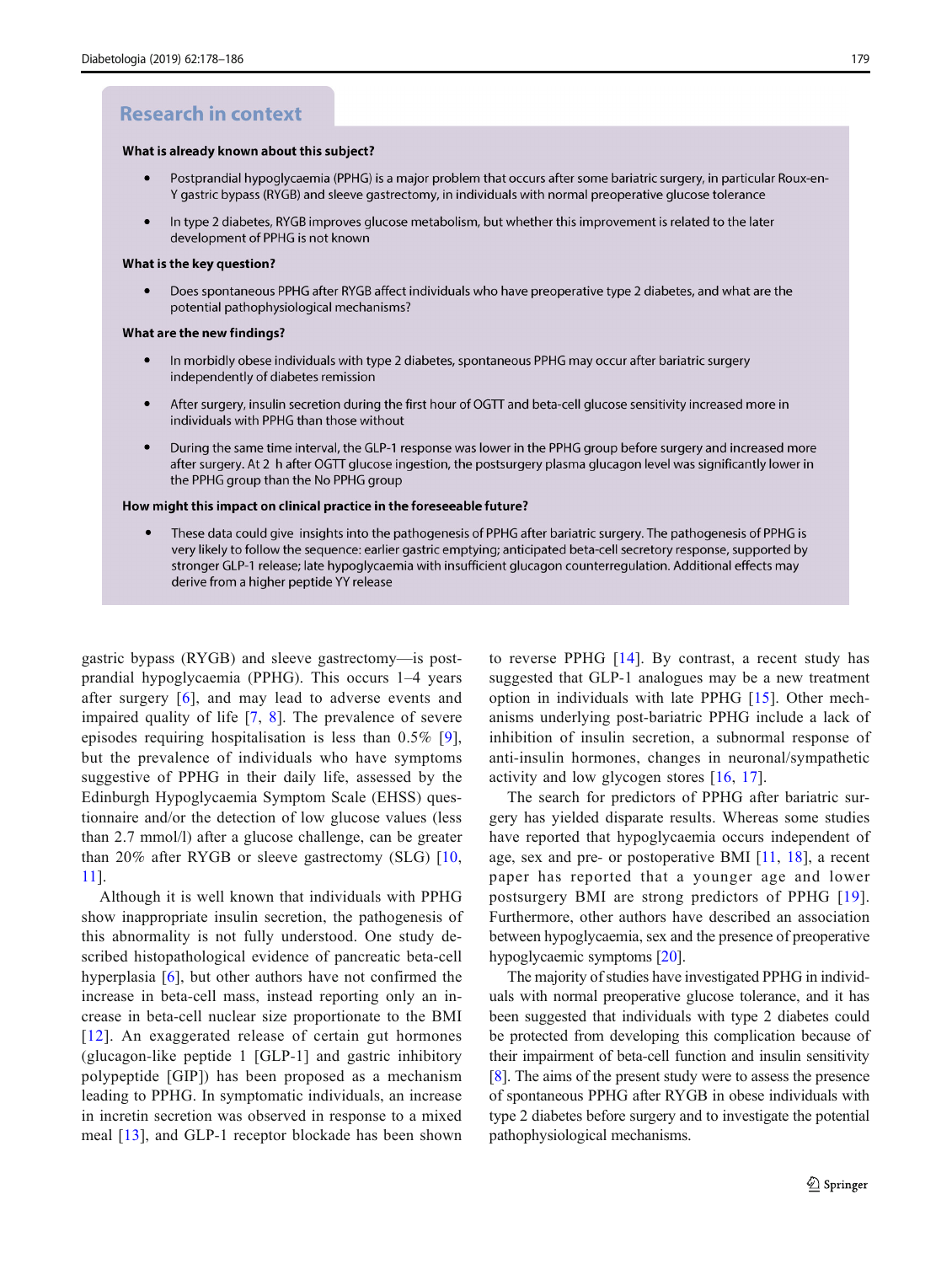## Research in context

**What is already known about this subject?**

- Postprandial hypoglycaemia (PPHG) is a major problem that occurs after some bariatric surgery, in particular Roux-en-Y gastric bypass (RYGB) and sleeve gastrectomy, in individuals with normal preoperative glucose tolerance
- In type 2 diabetes, RYGB improves glucose metabolism, but whether this improvement is related to the later development of PPHG is not known

**What is the key question?**

- Does spontaneous PPHG after RYGB affect individuals who have preoperative type 2 diabetes, and what are the potential pathophysiological mechanisms?

**What are the new findings?**

- In morbidly obese individuals with type 2 diabetes, spontaneous PPHG may occur after bariatric surgery independently of diabetes remission
- After surgery, insulin secretion during the first hour of OGTT and beta-cell glucose sensitivity increased more in individuals with PPHG than those without
- During the same time interval, the GLP-1 response was lower in the PPHG group before surgery and increased more after surgery. At 2 h after OGTT glucose ingestion, the postsurgery plasma glucagon level was significantly lower in the PPHG group than the No PPHG group

**How might this impact on clinical practice in the foreseeable future?**

- These data could give insights into the pathogenesis of PPHG after bariatric surgery. The pathogenesis of PPHG is very likely to follow the sequence: earlier gastric emptying; anticipated beta-cell secretory response, supported by stronger GLP-1 release; late hypoglycaemia with insufficient glucagon counterregulation. Additional effects may derive from a higher peptide YY release

gastric bypass (RYGB) and sleeve gastrectomy—is postprandial hypoglycaemia (PPHG). This occurs 1–4 years after surgery [6], and may lead to adverse events and impaired quality of life [7, 8]. The prevalence of severe episodes requiring hospitalisation is less than 0.5% [9], but the prevalence of individuals who have symptoms suggestive of PPHG in their daily life, assessed by the Edinburgh Hypoglycaemia Symptom Scale (EHSS) questionnaire and/or the detection of low glucose values (less than 2.7 mmol/l) after a glucose challenge, can be greater than 20% after RYGB or sleeve gastrectomy (SLG) [10, 11].

Although it is well known that individuals with PPHG show inappropriate insulin secretion, the pathogenesis of this abnormality is not fully understood. One study described histopathological evidence of pancreatic beta-cell hyperplasia [6], but other authors have not confirmed the increase in beta-cell mass, instead reporting only an increase in beta-cell nuclear size proportionate to the BMI [12]. An exaggerated release of certain gut hormones (glucagon-like peptide 1 [GLP-1] and gastric inhibitory polypeptide [GIP]) has been proposed as a mechanism leading to PPHG. In symptomatic individuals, an increase in incretin secretion was observed in response to a mixed meal [13], and GLP-1 receptor blockade has been shown to reverse PPHG [14]. By contrast, a recent study has suggested that GLP-1 analogues may be a new treatment option in individuals with late PPHG [15]. Other mechanisms underlying post-bariatric PPHG include a lack of inhibition of insulin secretion, a subnormal response of anti-insulin hormones, changes in neuronal/sympathetic activity and low glycogen stores [16, 17].

The search for predictors of PPHG after bariatric surgery has yielded disparate results. Whereas some studies have reported that hypoglycaemia occurs independent of age, sex and pre- or postoperative BMI [11, 18], a recent paper has reported that a younger age and lower postsurgery BMI are strong predictors of PPHG [19]. Furthermore, other authors have described an association between hypoglycaemia, sex and the presence of preoperative hypoglycaemic symptoms [20].

The majority of studies have investigated PPHG in individuals with normal preoperative glucose tolerance, and it has been suggested that individuals with type 2 diabetes could be protected from developing this complication because of their impairment of beta-cell function and insulin sensitivity [8]. The aims of the present study were to assess the presence of spontaneous PPHG after RYGB in obese individuals with type 2 diabetes before surgery and to investigate the potential pathophysiological mechanisms.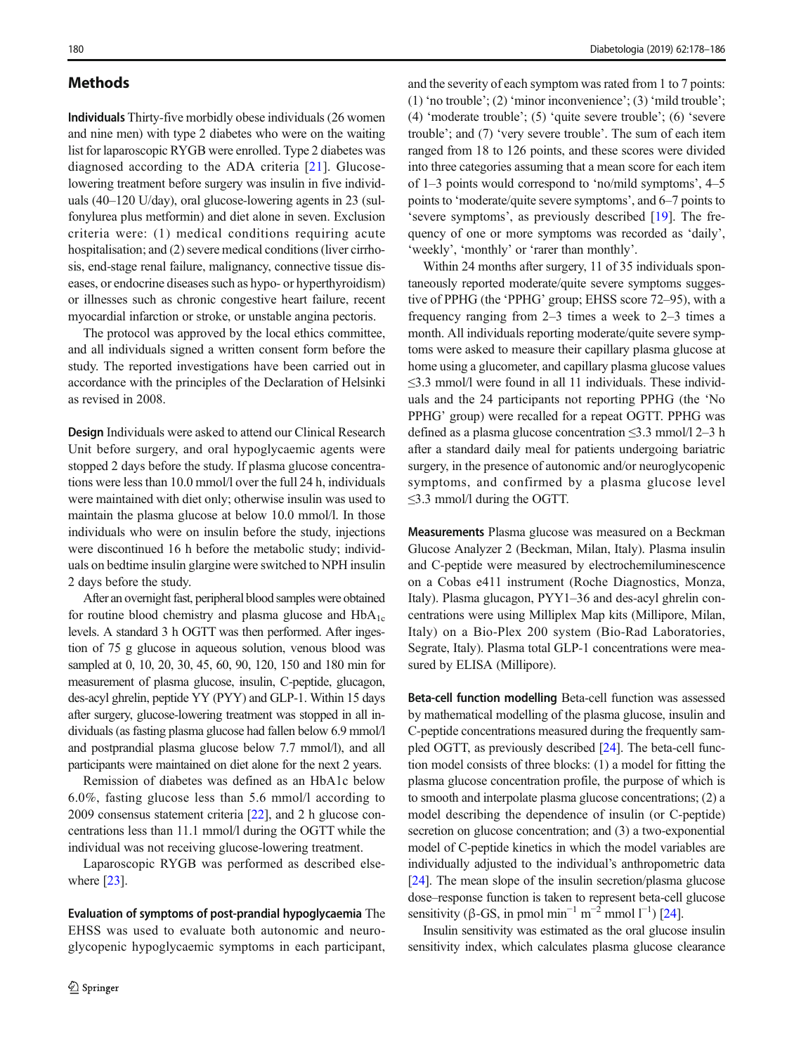## Methods

**Individuals** Thirty-five morbidly obese individuals (26 women and nine men) with type 2 diabetes who were on the waiting list for laparoscopic RYGB were enrolled. Type 2 diabetes was diagnosed according to the ADA criteria [21]. Glucose-lowering treatment before surgery was insulin in five individuals (40–120 U/day), oral glucose-lowering agents in 23 (sulfonylurea plus metformin) and diet alone in seven. Exclusion criteria were: (1) medical conditions requiring acute hospitalisation; and (2) severe medical conditions (liver cirrhosis, end-stage renal failure, malignancy, connective tissue diseases, or endocrine diseases such as hypo- or hyperthyroidism) or illnesses such as chronic congestive heart failure, recent myocardial infarction or stroke, or unstable angina pectoris.

The protocol was approved by the local ethics committee, and all individuals signed a written consent form before the study. The reported investigations have been carried out in accordance with the principles of the Declaration of Helsinki as revised in 2008.

**Design** Individuals were asked to attend our Clinical Research Unit before surgery, and oral hypoglycaemic agents were stopped 2 days before the study. If plasma glucose concentrations were less than 10.0 mmol/l over the full 24 h, individuals were maintained with diet only; otherwise insulin was used to maintain the plasma glucose at below 10.0 mmol/l. In those individuals who were on insulin before the study, injections were discontinued 16 h before the metabolic study; individuals on bedtime insulin glargine were switched to NPH insulin 2 days before the study.

After an overnight fast, peripheral blood samples were obtained for routine blood chemistry and plasma glucose and $HbA_{1c}$ levels. A standard 3 h OGTT was then performed. After ingestion of 75 g glucose in aqueous solution, venous blood was sampled at 0, 10, 20, 30, 45, 60, 90, 120, 150 and 180 min for measurement of plasma glucose, insulin, C-peptide, glucagon, des-acyl ghrelin, peptide YY (PYY) and GLP-1. Within 15 days after surgery, glucose-lowering treatment was stopped in all individuals (as fasting plasma glucose had fallen below 6.9 mmol/l and postprandial plasma glucose below 7.7 mmol/l), and all participants were maintained on diet alone for the next 2 years.

Remission of diabetes was defined as an HbA1c below 6.0%, fasting glucose less than 5.6 mmol/l according to 2009 consensus statement criteria [22], and 2 h glucose concentrations less than 11.1 mmol/l during the OGTT while the individual was not receiving glucose-lowering treatment.

Laparoscopic RYGB was performed as described elsewhere [23].

**Evaluation of symptoms of post-prandial hypoglycaemia** The EHSS was used to evaluate both autonomic and neuroglycopenic hypoglycaemic symptoms in each participant, and the severity of each symptom was rated from 1 to 7 points: (1) 'no trouble'; (2) 'minor inconvenience'; (3) 'mild trouble'; (4) 'moderate trouble'; (5) 'quite severe trouble'; (6) 'severe trouble'; and (7) 'very severe trouble'. The sum of each item ranged from 18 to 126 points, and these scores were divided into three categories assuming that a mean score for each item of 1–3 points would correspond to 'no/mild symptoms', 4–5 points to 'moderate/quite severe symptoms', and 6–7 points to 'severe symptoms', as previously described [19]. The frequency of one or more symptoms was recorded as 'daily', 'weekly', 'monthly' or 'rarer than monthly'.

Within 24 months after surgery, 11 of 35 individuals spontaneously reported moderate/quite severe symptoms suggestive of PPHG (the 'PPHG' group; EHSS score 72–95), with a frequency ranging from 2–3 times a week to 2–3 times a month. All individuals reporting moderate/quite severe symptoms were asked to measure their capillary plasma glucose at home using a glucometer, and capillary plasma glucose values ≤3.3 mmol/l were found in all 11 individuals. These individuals and the 24 participants not reporting PPHG (the 'No PPHG' group) were recalled for a repeat OGTT. PPHG was defined as a plasma glucose concentration ≤3.3 mmol/l 2–3 h after a standard daily meal for patients undergoing bariatric surgery, in the presence of autonomic and/or neuroglycopenic symptoms, and confirmed by a plasma glucose level ≤3.3 mmol/l during the OGTT.

**Measurements** Plasma glucose was measured on a Beckman Glucose Analyzer 2 (Beckman, Milan, Italy). Plasma insulin and C-peptide were measured by electrochemiluminescence on a Cobas e411 instrument (Roche Diagnostics, Monza, Italy). Plasma glucagon, PYY1–36 and des-acyl ghrelin concentrations were using Milliplex Map kits (Millipore, Milan, Italy) on a Bio-Plex 200 system (Bio-Rad Laboratories, Segrate, Italy). Plasma total GLP-1 concentrations were measured by ELISA (Millipore).

**Beta-cell function modelling** Beta-cell function was assessed by mathematical modelling of the plasma glucose, insulin and C-peptide concentrations measured during the frequently sampled OGTT, as previously described [24]. The beta-cell function model consists of three blocks: (1) a model for fitting the plasma glucose concentration profile, the purpose of which is to smooth and interpolate plasma glucose concentrations; (2) a model describing the dependence of insulin (or C-peptide) secretion on glucose concentration; and (3) a two-exponential model of C-peptide kinetics in which the model variables are individually adjusted to the individual's anthropometric data [24]. The mean slope of the insulin secretion/plasma glucose dose–response function is taken to represent beta-cell glucose sensitivity (β-GS, in pmol $min^{-1}$ $m^{-2}$ mmol $l^{-1}$) [24].

Insulin sensitivity was estimated as the oral glucose insulin sensitivity index, which calculates plasma glucose clearance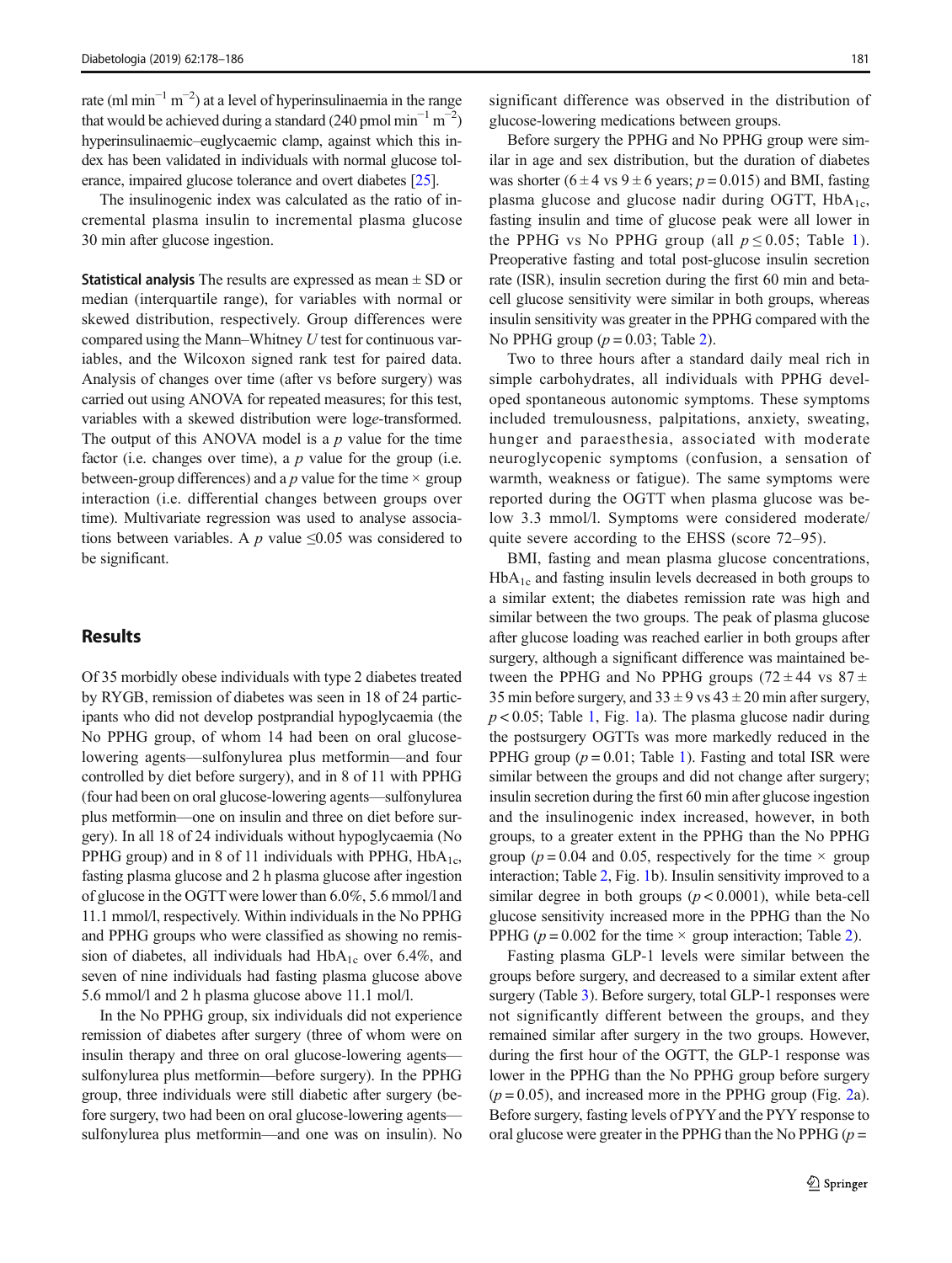rate (ml min$^{-1}$ m$^{-2}$) at a level of hyperinsulinaemia in the range that would be achieved during a standard (240 pmol min$^{-1}$ m$^{-2}$) hyperinsulinaemic–euglycaemic clamp, against which this index has been validated in individuals with normal glucose tolerance, impaired glucose tolerance and overt diabetes [25].

The insulinogenic index was calculated as the ratio of incremental plasma insulin to incremental plasma glucose 30 min after glucose ingestion.

**Statistical analysis** The results are expressed as mean ± SD or median (interquartile range), for variables with normal or skewed distribution, respectively. Group differences were compared using the Mann–Whitney *U* test for continuous variables, and the Wilcoxon signed rank test for paired data. Analysis of changes over time (after vs before surgery) was carried out using ANOVA for repeated measures; for this test, variables with a skewed distribution were log*e*-transformed. The output of this ANOVA model is a *p* value for the time factor (i.e. changes over time), a *p* value for the group (i.e. between-group differences) and a *p* value for the time × group interaction (i.e. differential changes between groups over time). Multivariate regression was used to analyse associations between variables. A *p* value ≤0.05 was considered to be significant.

## Results

Of 35 morbidly obese individuals with type 2 diabetes treated by RYGB, remission of diabetes was seen in 18 of 24 participants who did not develop postprandial hypoglycaemia (the No PPHG group, of whom 14 had been on oral glucose-lowering agents—sulfonylurea plus metformin—and four controlled by diet before surgery), and in 8 of 11 with PPHG (four had been on oral glucose-lowering agents—sulfonylurea plus metformin—one on insulin and three on diet before surgery). In all 18 of 24 individuals without hypoglycaemia (No PPHG group) and in 8 of 11 individuals with PPHG, $HbA_{1c}$, fasting plasma glucose and 2 h plasma glucose after ingestion of glucose in the OGTT were lower than 6.0%, 5.6 mmol/l and 11.1 mmol/l, respectively. Within individuals in the No PPHG and PPHG groups who were classified as showing no remission of diabetes, all individuals had $HbA_{1c}$ over 6.4%, and seven of nine individuals had fasting plasma glucose above 5.6 mmol/l and 2 h plasma glucose above 11.1 mol/l.

In the No PPHG group, six individuals did not experience remission of diabetes after surgery (three of whom were on insulin therapy and three on oral glucose-lowering agents—sulfonylurea plus metformin—before surgery). In the PPHG group, three individuals were still diabetic after surgery (before surgery, two had been on oral glucose-lowering agents—sulfonylurea plus metformin—and one was on insulin). No significant difference was observed in the distribution of glucose-lowering medications between groups.

Before surgery the PPHG and No PPHG group were similar in age and sex distribution, but the duration of diabetes was shorter (6 ± 4 vs 9 ± 6 years; $p = 0.015$) and BMI, fasting plasma glucose and glucose nadir during OGTT, $HbA_{1c}$, fasting insulin and time of glucose peak were all lower in the PPHG vs No PPHG group (all $p \le 0.05$; Table 1). Preoperative fasting and total post-glucose insulin secretion rate (ISR), insulin secretion during the first 60 min and beta-cell glucose sensitivity were similar in both groups, whereas insulin sensitivity was greater in the PPHG compared with the No PPHG group ($p = 0.03$; Table 2).

Two to three hours after a standard daily meal rich in simple carbohydrates, all individuals with PPHG developed spontaneous autonomic symptoms. These symptoms included tremulousness, palpitations, anxiety, sweating, hunger and paraesthesia, associated with moderate neuroglycopenic symptoms (confusion, a sensation of warmth, weakness or fatigue). The same symptoms were reported during the OGTT when plasma glucose was below 3.3 mmol/l. Symptoms were considered moderate/quite severe according to the EHSS (score 72–95).

BMI, fasting and mean plasma glucose concentrations, $HbA_{1c}$ and fasting insulin levels decreased in both groups to a similar extent; the diabetes remission rate was high and similar between the two groups. The peak of plasma glucose after glucose loading was reached earlier in both groups after surgery, although a significant difference was maintained between the PPHG and No PPHG groups (72 ± 44 vs 87 ± 35 min before surgery, and 33 ± 9 vs 43 ± 20 min after surgery, $p < 0.05$; Table 1, Fig. 1a). The plasma glucose nadir during the postsurgery OGTTs was more markedly reduced in the PPHG group ($p = 0.01$; Table 1). Fasting and total ISR were similar between the groups and did not change after surgery; insulin secretion during the first 60 min after glucose ingestion and the insulinogenic index increased, however, in both groups, to a greater extent in the PPHG than the No PPHG group ($p = 0.04$ and 0.05, respectively for the time × group interaction; Table 2, Fig. 1b). Insulin sensitivity improved to a similar degree in both groups ($p < 0.0001$), while beta-cell glucose sensitivity increased more in the PPHG than the No PPHG ($p = 0.002$ for the time × group interaction; Table 2).

Fasting plasma GLP-1 levels were similar between the groups before surgery, and decreased to a similar extent after surgery (Table 3). Before surgery, total GLP-1 responses were not significantly different between the groups, and they remained similar after surgery in the two groups. However, during the first hour of the OGTT, the GLP-1 response was lower in the PPHG than the No PPHG group before surgery ($p = 0.05$), and increased more in the PPHG group (Fig. 2a). Before surgery, fasting levels of PYY and the PYY response to oral glucose were greater in the PPHG than the No PPHG ($p =$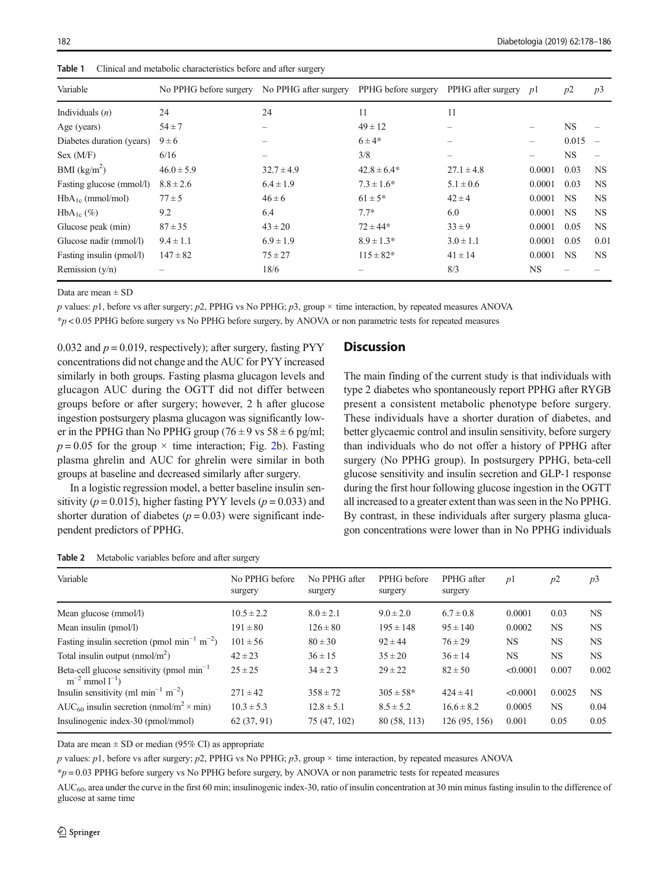**Table 1** Clinical and metabolic characteristics before and after surgery

| Variable | No PPHG before surgery | No PPHG after surgery | PPHG before surgery | PPHG after surgery | $p1$ | $p2$ | $p3$ |
|---|---|---|---|---|---|---|---|
| Individuals ($n$) | 24 | 24 | 11 | 11 | | | |
| Age (years) | $54 \pm 7$ | – | $49 \pm 12$ | – | – | NS | – |
| Diabetes duration (years) | $9 \pm 6$ | – | $6 \pm 4$* | – | – | 0.015 | – |
| Sex (M/F) | 6/16 | – | 3/8 | – | – | NS | – |
| BMI (kg/m$^2$) | $46.0 \pm 5.9$ | $32.7 \pm 4.9$ | $42.8 \pm 6.4$* | $27.1 \pm 4.8$ | 0.0001 | 0.03 | NS |
| Fasting glucose (mmol/l) | $8.8 \pm 2.6$ | $6.4 \pm 1.9$ | $7.3 \pm 1.6$* | $5.1 \pm 0.6$ | 0.0001 | 0.03 | NS |
| HbA$_{1c}$ (mmol/mol) | $77 \pm 5$ | $46 \pm 6$ | $61 \pm 5$* | $42 \pm 4$ | 0.0001 | NS | NS |
| HbA$_{1c}$ (%) | 9.2 | 6.4 | 7.7* | 6.0 | 0.0001 | NS | NS |
| Glucose peak (min) | $87 \pm 35$ | $43 \pm 20$ | $72 \pm 44$* | $33 \pm 9$ | 0.0001 | 0.05 | NS |
| Glucose nadir (mmol/l) | $9.4 \pm 1.1$ | $6.9 \pm 1.9$ | $8.9 \pm 1.3$* | $3.0 \pm 1.1$ | 0.0001 | 0.05 | 0.01 |
| Fasting insulin (pmol/l) | $147 \pm 82$ | $75 \pm 27$ | $115 \pm 82$* | $41 \pm 14$ | 0.0001 | NS | NS |
| Remission (y/n) | – | 18/6 | – | 8/3 | NS | – | – |

Data are mean ± SD

$p$ values: $p1$, before vs after surgery; $p2$, PPHG vs No PPHG; $p3$, group × time interaction, by repeated measures ANOVA

*$p < 0.05$ PPHG before surgery vs No PPHG before surgery, by ANOVA or non parametric tests for repeated measures

0.032 and $p = 0.019$, respectively); after surgery, fasting PYY concentrations did not change and the AUC for PYY increased similarly in both groups. Fasting plasma glucagon levels and glucagon AUC during the OGTT did not differ between groups before or after surgery; however, 2 h after glucose ingestion postsurgery plasma glucagon was significantly lower in the PPHG than No PPHG group ($76 \pm 9$ vs $58 \pm 6$ pg/ml; $p = 0.05$ for the group × time interaction; Fig. 2b). Fasting plasma ghrelin and AUC for ghrelin were similar in both groups at baseline and decreased similarly after surgery.

In a logistic regression model, a better baseline insulin sensitivity ($p = 0.015$), higher fasting PYY levels ($p = 0.033$) and shorter duration of diabetes ($p = 0.03$) were significant independent predictors of PPHG.

## Discussion

The main finding of the current study is that individuals with type 2 diabetes who spontaneously report PPHG after RYGB present a consistent metabolic phenotype before surgery. These individuals have a shorter duration of diabetes, and better glycaemic control and insulin sensitivity, before surgery than individuals who do not offer a history of PPHG after surgery (No PPHG group). In postsurgery PPHG, beta-cell glucose sensitivity and insulin secretion and GLP-1 response during the first hour following glucose ingestion in the OGTT all increased to a greater extent than was seen in the No PPHG. By contrast, in these individuals after surgery plasma glucagon concentrations were lower than in No PPHG individuals

**Table 2** Metabolic variables before and after surgery

| Variable | No PPHG before surgery | No PPHG after surgery | PPHG before surgery | PPHG after surgery | $p1$ | $p2$ | $p3$ |
|---|---|---|---|---|---|---|---|
| Mean glucose (mmol/l) | $10.5 \pm 2.2$ | $8.0 \pm 2.1$ | $9.0 \pm 2.0$ | $6.7 \pm 0.8$ | 0.0001 | 0.03 | NS |
| Mean insulin (pmol/l) | $191 \pm 80$ | $126 \pm 80$ | $195 \pm 148$ | $95 \pm 140$ | 0.0002 | NS | NS |
| Fasting insulin secretion (pmol min$^{-1}$ m$^{-2}$) | $101 \pm 56$ | $80 \pm 30$ | $92 \pm 44$ | $76 \pm 29$ | NS | NS | NS |
| Total insulin output (nmol/m$^2$) | $42 \pm 23$ | $36 \pm 15$ | $35 \pm 20$ | $36 \pm 14$ | NS | NS | NS |
| Beta-cell glucose sensitivity (pmol min$^{-1}$ m$^{-2}$ mmol l$^{-1}$) | $25 \pm 25$ | $34 \pm 2$ 3 | $29 \pm 22$ | $82 \pm 50$ | <0.0001 | 0.007 | 0.002 |
| Insulin sensitivity (ml min$^{-1}$ m$^{-2}$) | $271 \pm 42$ | $358 \pm 72$ | $305 \pm 58$* | $424 \pm 41$ | <0.0001 | 0.0025 | NS |
| AUC$_{60}$ insulin secretion (nmol/m$^2$ × min) | $10.3 \pm 5.3$ | $12.8 \pm 5.1$ | $8.5 \pm 5.2$ | $16.6 \pm 8.2$ | 0.0005 | NS | 0.04 |
| Insulinogenic index-30 (pmol/mmol) | 62 (37, 91) | 75 (47, 102) | 80 (58, 113) | 126 (95, 156) | 0.001 | 0.05 | 0.05 |

Data are mean ± SD or median (95% CI) as appropriate

$p$ values: $p1$, before vs after surgery; $p2$, PPHG vs No PPHG; $p3$, group × time interaction, by repeated measures ANOVA

*$p = 0.03$ PPHG before surgery vs No PPHG before surgery, by ANOVA or non parametric tests for repeated measures

AUC$_{60}$, area under the curve in the first 60 min; insulinogenic index-30, ratio of insulin concentration at 30 min minus fasting insulin to the difference of glucose at same time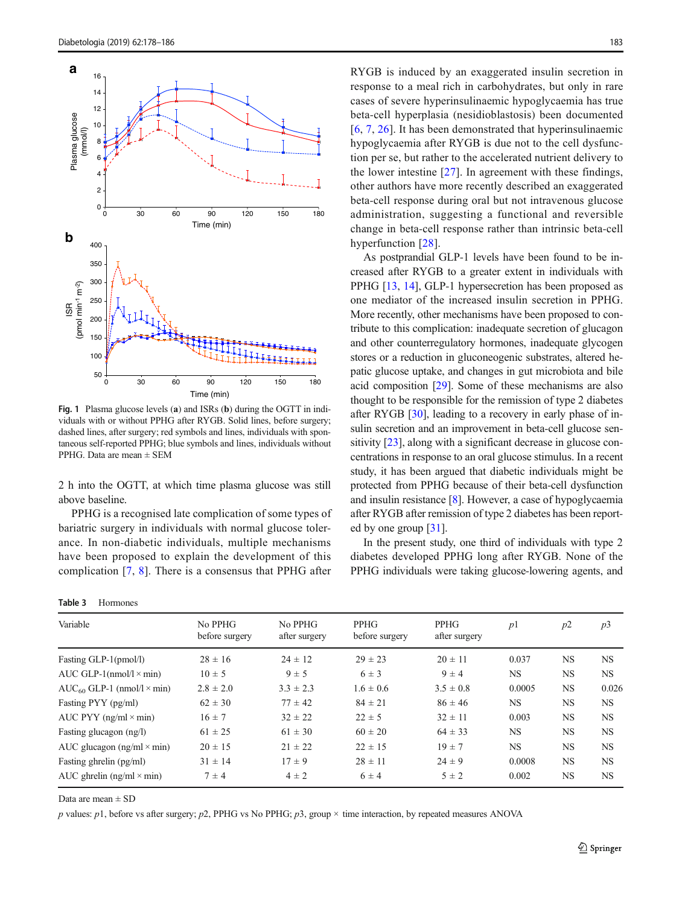Fig. 1 Plasma glucose levels (**a**) and ISRs (**b**) during the OGTT in individuals with or without PPHG after RYGB. Solid lines, before surgery; dashed lines, after surgery; red symbols and lines, individuals with spontaneous self-reported PPHG; blue symbols and lines, individuals without PPHG. Data are mean ± SEM

2 h into the OGTT, at which time plasma glucose was still above baseline.

PPHG is a recognised late complication of some types of bariatric surgery in individuals with normal glucose tolerance. In non-diabetic individuals, multiple mechanisms have been proposed to explain the development of this complication [7, 8]. There is a consensus that PPHG after RYGB is induced by an exaggerated insulin secretion in response to a meal rich in carbohydrates, but only in rare cases of severe hyperinsulinaemic hypoglycaemia has true beta-cell hyperplasia (nesidioblastosis) been documented [6, 7, 26]. It has been demonstrated that hyperinsulinaemic hypoglycaemia after RYGB is due not to the cell dysfunction per se, but rather to the accelerated nutrient delivery to the lower intestine [27]. In agreement with these findings, other authors have more recently described an exaggerated beta-cell response during oral but not intravenous glucose administration, suggesting a functional and reversible change in beta-cell response rather than intrinsic beta-cell hyperfunction [28].

As postprandial GLP-1 levels have been found to be increased after RYGB to a greater extent in individuals with PPHG [13, 14], GLP-1 hypersecretion has been proposed as one mediator of the increased insulin secretion in PPHG. More recently, other mechanisms have been proposed to contribute to this complication: inadequate secretion of glucagon and other counterregulatory hormones, inadequate glycogen stores or a reduction in gluconeogenic substrates, altered hepatic glucose uptake, and changes in gut microbiota and bile acid composition [29]. Some of these mechanisms are also thought to be responsible for the remission of type 2 diabetes after RYGB [30], leading to a recovery in early phase of insulin secretion and an improvement in beta-cell glucose sensitivity [23], along with a significant decrease in glucose concentrations in response to an oral glucose stimulus. In a recent study, it has been argued that diabetic individuals might be protected from PPHG because of their beta-cell dysfunction and insulin resistance [8]. However, a case of hypoglycaemia after RYGB after remission of type 2 diabetes has been reported by one group [31].

In the present study, one third of individuals with type 2 diabetes developed PPHG long after RYGB. None of the PPHG individuals were taking glucose-lowering agents, and

**Table 3** Hormones

| Variable | No PPHG before surgery | No PPHG after surgery | PPHG before surgery | PPHG after surgery | $p1$ | $p2$ | $p3$ |
|---|---|---|---|---|---|---|---|
| Fasting GLP-1(pmol/l) | 28 ± 16 | 24 ± 12 | 29 ± 23 | 20 ± 11 | 0.037 | NS | NS |
| AUC GLP-1(nmol/l × min) | 10 ± 5 | 9 ± 5 | 6 ± 3 | 9 ± 4 | NS | NS | NS |
| $AUC_{60}$ GLP-1 (nmol/l × min) | 2.8 ± 2.0 | 3.3 ± 2.3 | 1.6 ± 0.6 | 3.5 ± 0.8 | 0.0005 | NS | 0.026 |
| Fasting PYY (pg/ml) | 62 ± 30 | 77 ± 42 | 84 ± 21 | 86 ± 46 | NS | NS | NS |
| AUC PYY (ng/ml × min) | 16 ± 7 | 32 ± 22 | 22 ± 5 | 32 ± 11 | 0.003 | NS | NS |
| Fasting glucagon (ng/l) | 61 ± 25 | 61 ± 30 | 60 ± 20 | 64 ± 33 | NS | NS | NS |
| AUC glucagon (ng/ml × min) | 20 ± 15 | 21 ± 22 | 22 ± 15 | 19 ± 7 | NS | NS | NS |
| Fasting ghrelin (pg/ml) | 31 ± 14 | 17 ± 9 | 28 ± 11 | 24 ± 9 | 0.0008 | NS | NS |
| AUC ghrelin (ng/ml × min) | 7 ± 4 | 4 ± 2 | 6 ± 4 | 5 ± 2 | 0.002 | NS | NS |

Data are mean ± SD

$p$ values: $p1$, before vs after surgery; $p2$, PPHG vs No PPHG; $p3$, group × time interaction, by repeated measures ANOVA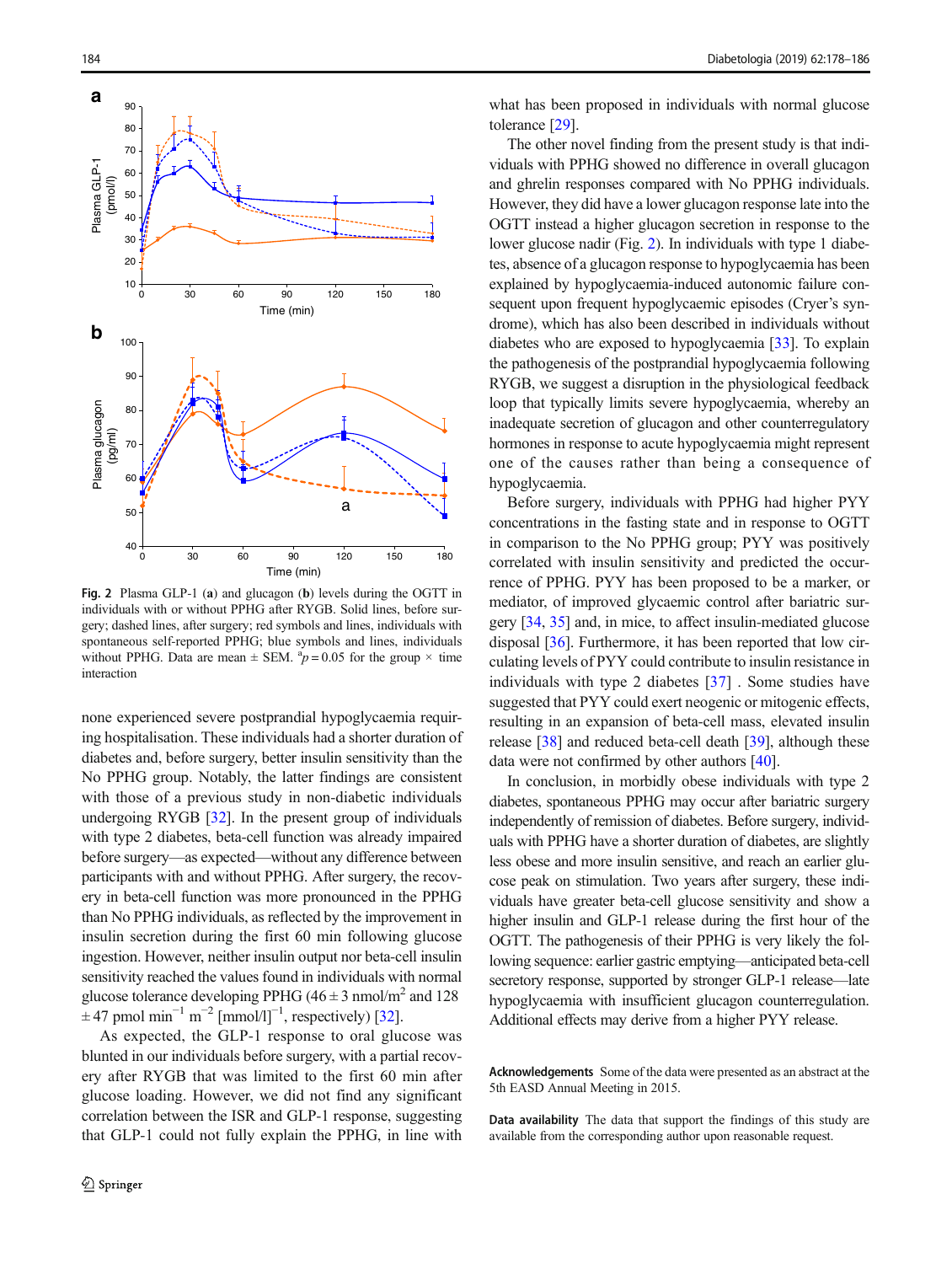Fig. 2 Plasma GLP-1 (**a**) and glucagon (**b**) levels during the OGTT in individuals with or without PPHG after RYGB. Solid lines, before surgery; dashed lines, after surgery; red symbols and lines, individuals with spontaneous self-reported PPHG; blue symbols and lines, individuals without PPHG. Data are mean ± SEM. [a]$p = 0.05$ for the group × time interaction

none experienced severe postprandial hypoglycaemia requiring hospitalisation. These individuals had a shorter duration of diabetes and, before surgery, better insulin sensitivity than the No PPHG group. Notably, the latter findings are consistent with those of a previous study in non-diabetic individuals undergoing RYGB [32]. In the present group of individuals with type 2 diabetes, beta-cell function was already impaired before surgery—as expected—without any difference between participants with and without PPHG. After surgery, the recovery in beta-cell function was more pronounced in the PPHG than No PPHG individuals, as reflected by the improvement in insulin secretion during the first 60 min following glucose ingestion. However, neither insulin output nor beta-cell insulin sensitivity reached the values found in individuals with normal glucose tolerance developing PPHG ($46 \pm 3$ nmol/m$^2$ and $128 \pm 47$ pmol min$^{-1}$ m$^{-2}$ [mmol/l]$^{-1}$, respectively) [32].

As expected, the GLP-1 response to oral glucose was blunted in our individuals before surgery, with a partial recovery after RYGB that was limited to the first 60 min after glucose loading. However, we did not find any significant correlation between the ISR and GLP-1 response, suggesting that GLP-1 could not fully explain the PPHG, in line with what has been proposed in individuals with normal glucose tolerance [29].

The other novel finding from the present study is that individuals with PPHG showed no difference in overall glucagon and ghrelin responses compared with No PPHG individuals. However, they did have a lower glucagon response late into the OGTT instead a higher glucagon secretion in response to the lower glucose nadir (Fig. 2). In individuals with type 1 diabetes, absence of a glucagon response to hypoglycaemia has been explained by hypoglycaemia-induced autonomic failure consequent upon frequent hypoglycaemic episodes (Cryer's syndrome), which has also been described in individuals without diabetes who are exposed to hypoglycaemia [33]. To explain the pathogenesis of the postprandial hypoglycaemia following RYGB, we suggest a disruption in the physiological feedback loop that typically limits severe hypoglycaemia, whereby an inadequate secretion of glucagon and other counterregulatory hormones in response to acute hypoglycaemia might represent one of the causes rather than being a consequence of hypoglycaemia.

Before surgery, individuals with PPHG had higher PYY concentrations in the fasting state and in response to OGTT in comparison to the No PPHG group; PYY was positively correlated with insulin sensitivity and predicted the occurrence of PPHG. PYY has been proposed to be a marker, or mediator, of improved glycaemic control after bariatric surgery [34, 35] and, in mice, to affect insulin-mediated glucose disposal [36]. Furthermore, it has been reported that low circulating levels of PYY could contribute to insulin resistance in individuals with type 2 diabetes [37] . Some studies have suggested that PYY could exert neogenic or mitogenic effects, resulting in an expansion of beta-cell mass, elevated insulin release [38] and reduced beta-cell death [39], although these data were not confirmed by other authors [40].

In conclusion, in morbidly obese individuals with type 2 diabetes, spontaneous PPHG may occur after bariatric surgery independently of remission of diabetes. Before surgery, individuals with PPHG have a shorter duration of diabetes, are slightly less obese and more insulin sensitive, and reach an earlier glucose peak on stimulation. Two years after surgery, these individuals have greater beta-cell glucose sensitivity and show a higher insulin and GLP-1 release during the first hour of the OGTT. The pathogenesis of their PPHG is very likely the following sequence: earlier gastric emptying—anticipated beta-cell secretory response, supported by stronger GLP-1 release—late hypoglycaemia with insufficient glucagon counterregulation. Additional effects may derive from a higher PYY release.

**Acknowledgements** Some of the data were presented as an abstract at the 5th EASD Annual Meeting in 2015.

**Data availability** The data that support the findings of this study are available from the corresponding author upon reasonable request.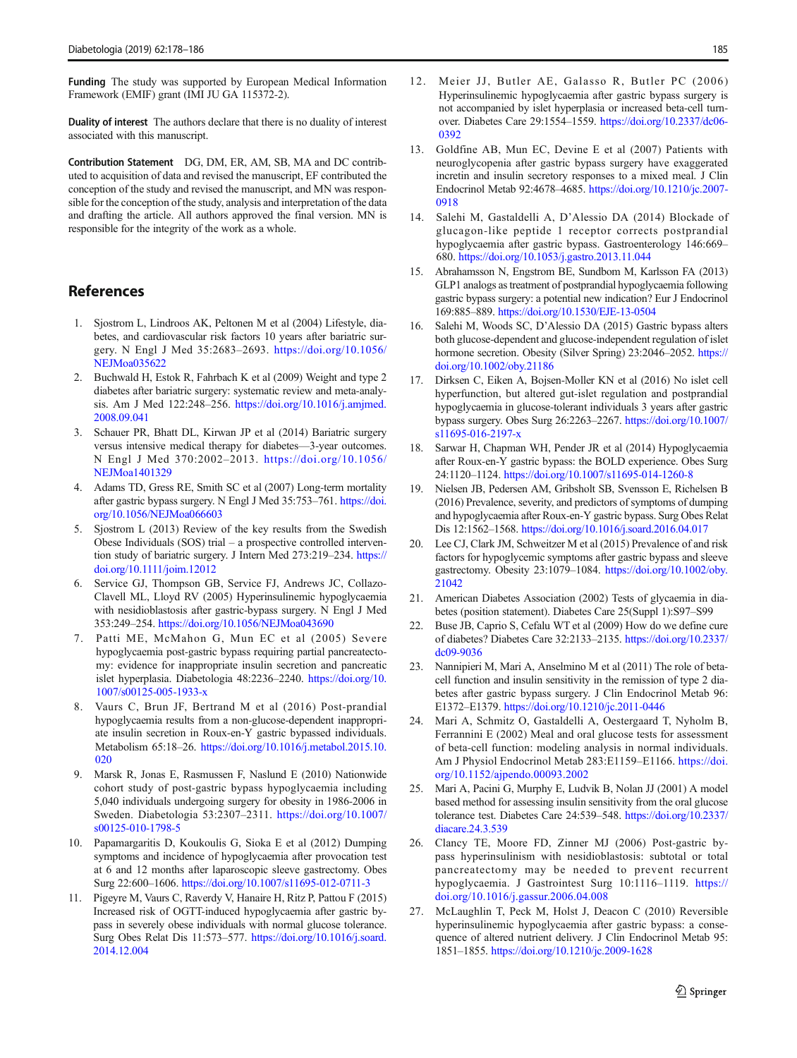**Funding** The study was supported by European Medical Information Framework (EMIF) grant (IMI JU GA 115372-2).

**Duality of interest** The authors declare that there is no duality of interest associated with this manuscript.

**Contribution Statement** DG, DM, ER, AM, SB, MA and DC contributed to acquisition of data and revised the manuscript, EF contributed the conception of the study and revised the manuscript, and MN was responsible for the conception of the study, analysis and interpretation of the data and drafting the article. All authors approved the final version. MN is responsible for the integrity of the work as a whole.

## References

1. Sjostrom L, Lindroos AK, Peltonen M et al (2004) Lifestyle, diabetes, and cardiovascular risk factors 10 years after bariatric surgery. N Engl J Med 35:2683–2693. https://doi.org/10.1056/NEJMoa035622
2. Buchwald H, Estok R, Fahrbach K et al (2009) Weight and type 2 diabetes after bariatric surgery: systematic review and meta-analysis. Am J Med 122:248–256. https://doi.org/10.1016/j.amjmed.2008.09.041
3. Schauer PR, Bhatt DL, Kirwan JP et al (2014) Bariatric surgery versus intensive medical therapy for diabetes—3-year outcomes. N Engl J Med 370:2002–2013. https://doi.org/10.1056/NEJMoa1401329
4. Adams TD, Gress RE, Smith SC et al (2007) Long-term mortality after gastric bypass surgery. N Engl J Med 35:753–761. https://doi.org/10.1056/NEJMoa066603
5. Sjostrom L (2013) Review of the key results from the Swedish Obese Individuals (SOS) trial – a prospective controlled intervention study of bariatric surgery. J Intern Med 273:219–234. https://doi.org/10.1111/joim.12012
6. Service GJ, Thompson GB, Service FJ, Andrews JC, Collazo-Clavell ML, Lloyd RV (2005) Hyperinsulinemic hypoglycaemia with nesidioblastosis after gastric-bypass surgery. N Engl J Med 353:249–254. https://doi.org/10.1056/NEJMoa043690
7. Patti ME, McMahon G, Mun EC et al (2005) Severe hypoglycaemia post-gastric bypass requiring partial pancreatectomy: evidence for inappropriate insulin secretion and pancreatic islet hyperplasia. Diabetologia 48:2236–2240. https://doi.org/10.1007/s00125-005-1933-x
8. Vaurs C, Brun JF, Bertrand M et al (2016) Post-prandial hypoglycaemia results from a non-glucose-dependent inappropriate insulin secretion in Roux-en-Y gastric bypassed individuals. Metabolism 65:18–26. https://doi.org/10.1016/j.metabol.2015.10.020
9. Marsk R, Jonas E, Rasmussen F, Naslund E (2010) Nationwide cohort study of post-gastric bypass hypoglycaemia including 5,040 individuals undergoing surgery for obesity in 1986-2006 in Sweden. Diabetologia 53:2307–2311. https://doi.org/10.1007/s00125-010-1798-5
10. Papamargaritis D, Koukoulis G, Sioka E et al (2012) Dumping symptoms and incidence of hypoglycaemia after provocation test at 6 and 12 months after laparoscopic sleeve gastrectomy. Obes Surg 22:600–1606. https://doi.org/10.1007/s11695-012-0711-3
11. Pigeyre M, Vaurs C, Raverdy V, Hanaire H, Ritz P, Pattou F (2015) Increased risk of OGTT-induced hypoglycaemia after gastric bypass in severely obese individuals with normal glucose tolerance. Surg Obes Relat Dis 11:573–577. https://doi.org/10.1016/j.soard.2014.12.004
12. Meier JJ, Butler AE, Galasso R, Butler PC (2006) Hyperinsulinemic hypoglycaemia after gastric bypass surgery is not accompanied by islet hyperplasia or increased beta-cell turnover. Diabetes Care 29:1554–1559. https://doi.org/10.2337/dc06-0392
13. Goldfine AB, Mun EC, Devine E et al (2007) Patients with neuroglycopenia after gastric bypass surgery have exaggerated incretin and insulin secretory responses to a mixed meal. J Clin Endocrinol Metab 92:4678–4685. https://doi.org/10.1210/jc.2007-0918
14. Salehi M, Gastaldelli A, D'Alessio DA (2014) Blockade of glucagon-like peptide 1 receptor corrects postprandial hypoglycaemia after gastric bypass. Gastroenterology 146:669–680. https://doi.org/10.1053/j.gastro.2013.11.044
15. Abrahamsson N, Engstrom BE, Sundbom M, Karlsson FA (2013) GLP1 analogs as treatment of postprandial hypoglycaemia following gastric bypass surgery: a potential new indication? Eur J Endocrinol 169:885–889. https://doi.org/10.1530/EJE-13-0504
16. Salehi M, Woods SC, D'Alessio DA (2015) Gastric bypass alters both glucose-dependent and glucose-independent regulation of islet hormone secretion. Obesity (Silver Spring) 23:2046–2052. https://doi.org/10.1002/oby.21186
17. Dirksen C, Eiken A, Bojsen-Moller KN et al (2016) No islet cell hyperfunction, but altered gut-islet regulation and postprandial hypoglycaemia in glucose-tolerant individuals 3 years after gastric bypass surgery. Obes Surg 26:2263–2267. https://doi.org/10.1007/s11695-016-2197-x
18. Sarwar H, Chapman WH, Pender JR et al (2014) Hypoglycaemia after Roux-en-Y gastric bypass: the BOLD experience. Obes Surg 24:1120–1124. https://doi.org/10.1007/s11695-014-1260-8
19. Nielsen JB, Pedersen AM, Gribsholt SB, Svensson E, Richelsen B (2016) Prevalence, severity, and predictors of symptoms of dumping and hypoglycaemia after Roux-en-Y gastric bypass. Surg Obes Relat Dis 12:1562–1568. https://doi.org/10.1016/j.soard.2016.04.017
20. Lee CJ, Clark JM, Schweitzer M et al (2015) Prevalence of and risk factors for hypoglycemic symptoms after gastric bypass and sleeve gastrectomy. Obesity 23:1079–1084. https://doi.org/10.1002/oby.21042
21. American Diabetes Association (2002) Tests of glycaemia in diabetes (position statement). Diabetes Care 25(Suppl 1):S97–S99
22. Buse JB, Caprio S, Cefalu WT et al (2009) How do we define cure of diabetes? Diabetes Care 32:2133–2135. https://doi.org/10.2337/dc09-9036
23. Nannipieri M, Mari A, Anselmino M et al (2011) The role of beta-cell function and insulin sensitivity in the remission of type 2 diabetes after gastric bypass surgery. J Clin Endocrinol Metab 96: E1372–E1379. https://doi.org/10.1210/jc.2011-0446
24. Mari A, Schmitz O, Gastaldelli A, Oestergaard T, Nyholm B, Ferrannini E (2002) Meal and oral glucose tests for assessment of beta-cell function: modeling analysis in normal individuals. Am J Physiol Endocrinol Metab 283:E1159–E1166. https://doi.org/10.1152/ajpendo.00093.2002
25. Mari A, Pacini G, Murphy E, Ludvik B, Nolan JJ (2001) A model based method for assessing insulin sensitivity from the oral glucose tolerance test. Diabetes Care 24:539–548. https://doi.org/10.2337/diacare.24.3.539
26. Clancy TE, Moore FD, Zinner MJ (2006) Post-gastric bypass hyperinsulinism with nesidioblastosis: subtotal or total pancreatectomy may be needed to prevent recurrent hypoglycaemia. J Gastrointest Surg 10:1116–1119. https://doi.org/10.1016/j.gassur.2006.04.008
27. McLaughlin T, Peck M, Holst J, Deacon C (2010) Reversible hyperinsulinemic hypoglycaemia after gastric bypass: a consequence of altered nutrient delivery. J Clin Endocrinol Metab 95: 1851–1855. https://doi.org/10.1210/jc.2009-1628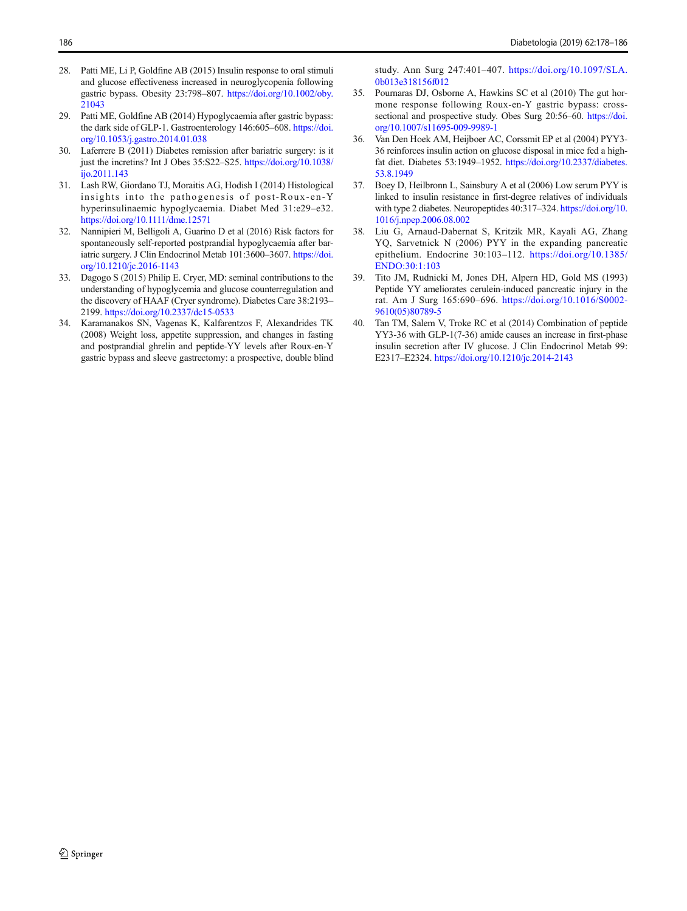28. Patti ME, Li P, Goldfine AB (2015) Insulin response to oral stimuli and glucose effectiveness increased in neuroglycopenia following gastric bypass. Obesity 23:798–807. https://doi.org/10.1002/oby.21043
29. Patti ME, Goldfine AB (2014) Hypoglycaemia after gastric bypass: the dark side of GLP-1. Gastroenterology 146:605–608. https://doi.org/10.1053/j.gastro.2014.01.038
30. Laferrere B (2011) Diabetes remission after bariatric surgery: is it just the incretins? Int J Obes 35:S22–S25. https://doi.org/10.1038/ijo.2011.143
31. Lash RW, Giordano TJ, Moraitis AG, Hodish I (2014) Histological insights into the pathogenesis of post-Roux-en-Y hyperinsulinaemic hypoglycaemia. Diabet Med 31:e29–e32. https://doi.org/10.1111/dme.12571
32. Nannipieri M, Belligoli A, Guarino D et al (2016) Risk factors for spontaneously self-reported postprandial hypoglycaemia after bariatric surgery. J Clin Endocrinol Metab 101:3600–3607. https://doi.org/10.1210/jc.2016-1143
33. Dagogo S (2015) Philip E. Cryer, MD: seminal contributions to the understanding of hypoglycemia and glucose counterregulation and the discovery of HAAF (Cryer syndrome). Diabetes Care 38:2193–2199. https://doi.org/10.2337/dc15-0533
34. Karamanakos SN, Vagenas K, Kalfarentzos F, Alexandrides TK (2008) Weight loss, appetite suppression, and changes in fasting and postprandial ghrelin and peptide-YY levels after Roux-en-Y gastric bypass and sleeve gastrectomy: a prospective, double blind study. Ann Surg 247:401–407. https://doi.org/10.1097/SLA.0b013e318156f012
35. Pournaras DJ, Osborne A, Hawkins SC et al (2010) The gut hormone response following Roux-en-Y gastric bypass: cross-sectional and prospective study. Obes Surg 20:56–60. https://doi.org/10.1007/s11695-009-9989-1
36. Van Den Hoek AM, Heijboer AC, Corssmit EP et al (2004) PYY3-36 reinforces insulin action on glucose disposal in mice fed a high-fat diet. Diabetes 53:1949–1952. https://doi.org/10.2337/diabetes.53.8.1949
37. Boey D, Heilbronn L, Sainsbury A et al (2006) Low serum PYY is linked to insulin resistance in first-degree relatives of individuals with type 2 diabetes. Neuropeptides 40:317–324. https://doi.org/10.1016/j.npep.2006.08.002
38. Liu G, Arnaud-Dabernat S, Kritzik MR, Kayali AG, Zhang YQ, Sarvetnick N (2006) PYY in the expanding pancreatic epithelium. Endocrine 30:103–112. https://doi.org/10.1385/ENDO:30:1:103
39. Tito JM, Rudnicki M, Jones DH, Alpern HD, Gold MS (1993) Peptide YY ameliorates cerulein-induced pancreatic injury in the rat. Am J Surg 165:690–696. https://doi.org/10.1016/S0002-9610(05)80789-5
40. Tan TM, Salem V, Troke RC et al (2014) Combination of peptide YY3-36 with GLP-1(7-36) amide causes an increase in first-phase insulin secretion after IV glucose. J Clin Endocrinol Metab 99:E2317–E2324. https://doi.org/10.1210/jc.2014-2143